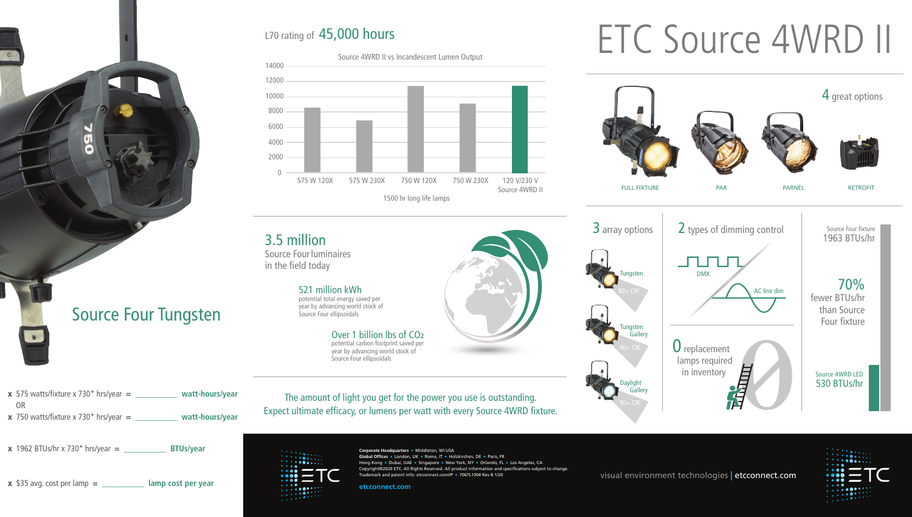# ETC Source 4WRD II

## Source Four Tungsten

**x** 575 watts/fixture x 730* hrs/year = __________ **watt-hours/year**

OR

**x** 750 watts/fixture x 730* hrs/year = __________ **watt-hours/year**

**x** 1962 BTUs/hr x 730* hrs/year = __________ **BTUs/year**

**x** $35 avg. cost per lamp = __________ **lamp cost per year**

## L70 rating of 45,000 hours

Source 4WRD II vs Incandescent Lumen Output

| Lamp | Approx. Lumen Output |
|---|---|
| 575 W 120X | ~8600 |
| 575 W 230X | ~6900 |
| 750 W 120X | ~11500 |
| 750 W 230X | ~9200 |
| 120 V/230 V Source 4WRD II | ~11500 |

1500 hr long life lamps

## 3.5 million

Source Four luminaires in the field today

**521 million kWh**
potential total energy saved per year by advancing world stock of Source Four ellipsoidals

**Over 1 billion lbs of $CO_2$**
potential carbon footprint saved per year by advancing world stock of Source Four ellipsoidals

The amount of light you get for the power you use is outstanding. Expect ultimate efficacy, or lumens per watt with every Source 4WRD fixture.

## 4 great options

- FULL FIXTURE
- PAR
- PARNEL
- RETROFIT

## 3 array options

- Tungsten — 80+ CRI
- Tungsten Gallery — 90+ CRI
- Daylight Gallery — 90+ CRI

## 2 types of dimming control

- DMX
- AC line dim

## 0 replacement lamps required in inventory

Source Four fixture
1963 BTUs/hr

**70%** fewer BTUs/hr than Source Four fixture

Source 4WRD LED
530 BTUs/hr

---

**Corporate Headquarters** • Middleton, WI USA
**Global Offices** • London, UK • Rome, IT • Holzkirchen, DE • Paris, FR
Hong Kong • Dubai, UAE • Singapore • New York, NY • Orlando, FL • Los Angeles, CA
Copyright©2020 ETC. All Rights Reserved. All product information and specifications subject to change.
Trademark and patent info: etcconnect.com/IP • 7067L1004 Rev B 1/20

**etcconnect.com**

visual environment technologies | etcconnect.com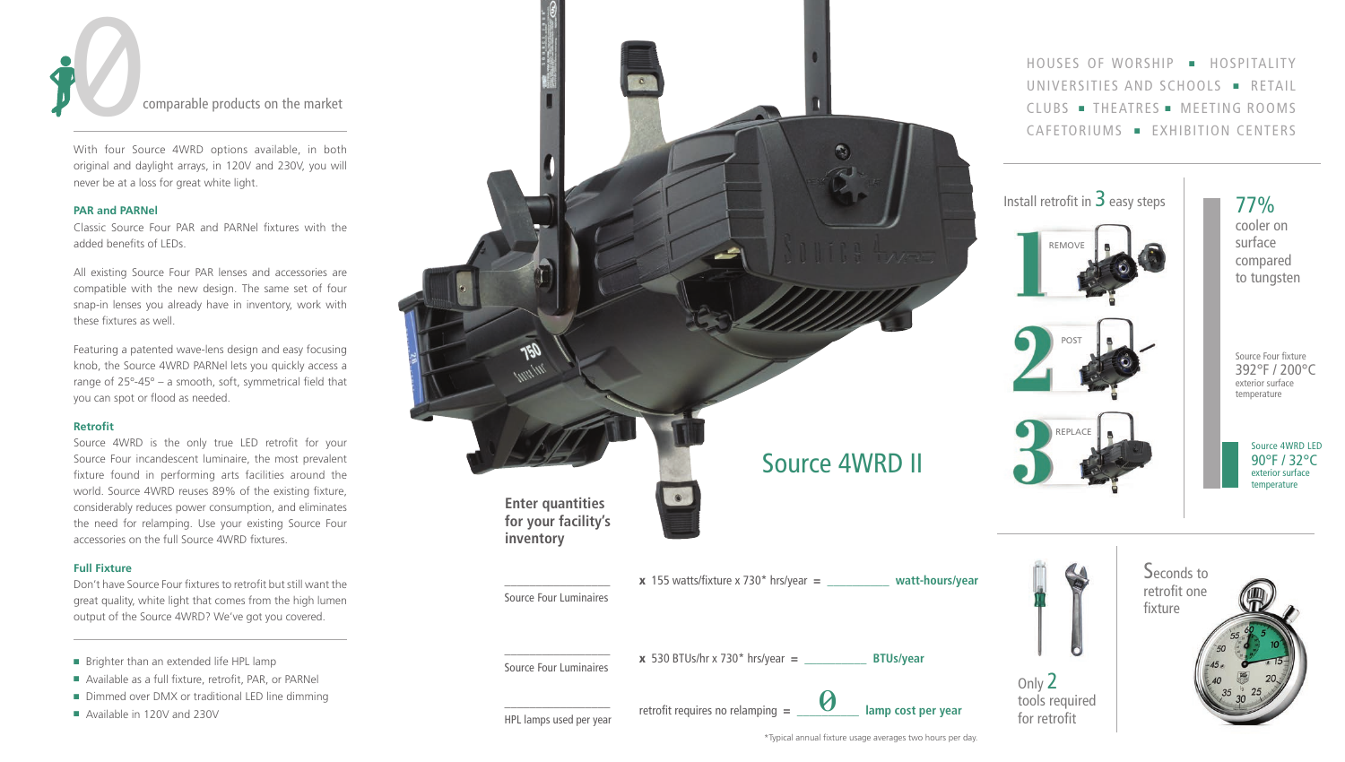# 0 comparable products on the market

With four Source 4WRD options available, in both original and daylight arrays, in 120V and 230V, you will never be at a loss for great white light.

**PAR and PARNel**

Classic Source Four PAR and PARNel fixtures with the added benefits of LEDs.

All existing Source Four PAR lenses and accessories are compatible with the new design. The same set of four snap-in lenses you already have in inventory, work with these fixtures as well.

Featuring a patented wave-lens design and easy focusing knob, the Source 4WRD PARNel lets you quickly access a range of 25°-45° – a smooth, soft, symmetrical field that you can spot or flood as needed.

**Retrofit**

Source 4WRD is the only true LED retrofit for your Source Four incandescent luminaire, the most prevalent fixture found in performing arts facilities around the world. Source 4WRD reuses 89% of the existing fixture, considerably reduces power consumption, and eliminates the need for relamping. Use your existing Source Four accessories on the full Source 4WRD fixtures.

**Full Fixture**

Don't have Source Four fixtures to retrofit but still want the great quality, white light that comes from the high lumen output of the Source 4WRD? We've got you covered.

- Brighter than an extended life HPL lamp
- Available as a full fixture, retrofit, PAR, or PARNel
- Dimmed over DMX or traditional LED line dimming
- Available in 120V and 230V

## Source 4WRD II

HOUSES OF WORSHIP ■ HOSPITALITY
UNIVERSITIES AND SCHOOLS ■ RETAIL
CLUBS ■ THEATRES ■ MEETING ROOMS
CAFETORIUMS ■ EXHIBITION CENTERS

Install retrofit in 3 easy steps

1 REMOVE

2 POST

3 REPLACE

77% cooler on surface compared to tungsten

Source Four fixture
392°F / 200°C
exterior surface temperature

Source 4WRD LED
90°F / 32°C
exterior surface temperature

**Enter quantities for your facility's inventory**

\_\_\_\_\_\_\_\_ Source Four Luminaires **x** 155 watts/fixture x 730* hrs/year = \_\_\_\_\_\_\_\_ **watt-hours/year**

\_\_\_\_\_\_\_\_ Source Four Luminaires **x** 530 BTUs/hr x 730* hrs/year = \_\_\_\_\_\_\_\_ **BTUs/year**

\_\_\_\_\_\_\_\_ HPL lamps used per year — retrofit requires no relamping = 0 **lamp cost per year**

*Typical annual fixture usage averages two hours per day.

Only 2 tools required for retrofit

Seconds to retrofit one fixture